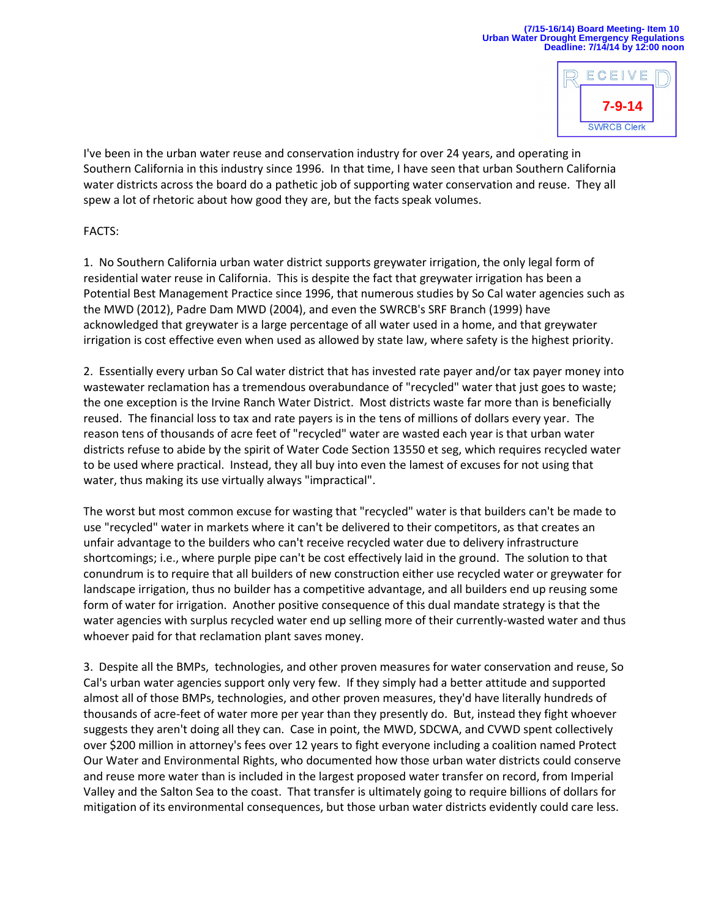(7/15-16/14) Board Meeting- Item 10
Urban Water Drought Emergency Regulations
Deadline: 7/14/14 by 12:00 noon

RECEIVED
7-9-14
SWRCB Clerk

I've been in the urban water reuse and conservation industry for over 24 years, and operating in Southern California in this industry since 1996. In that time, I have seen that urban Southern California water districts across the board do a pathetic job of supporting water conservation and reuse. They all spew a lot of rhetoric about how good they are, but the facts speak volumes.

FACTS:

1. No Southern California urban water district supports greywater irrigation, the only legal form of residential water reuse in California. This is despite the fact that greywater irrigation has been a Potential Best Management Practice since 1996, that numerous studies by So Cal water agencies such as the MWD (2012), Padre Dam MWD (2004), and even the SWRCB's SRF Branch (1999) have acknowledged that greywater is a large percentage of all water used in a home, and that greywater irrigation is cost effective even when used as allowed by state law, where safety is the highest priority.

2. Essentially every urban So Cal water district that has invested rate payer and/or tax payer money into wastewater reclamation has a tremendous overabundance of "recycled" water that just goes to waste; the one exception is the Irvine Ranch Water District. Most districts waste far more than is beneficially reused. The financial loss to tax and rate payers is in the tens of millions of dollars every year. The reason tens of thousands of acre feet of "recycled" water are wasted each year is that urban water districts refuse to abide by the spirit of Water Code Section 13550 et seg, which requires recycled water to be used where practical. Instead, they all buy into even the lamest of excuses for not using that water, thus making its use virtually always "impractical".

The worst but most common excuse for wasting that "recycled" water is that builders can't be made to use "recycled" water in markets where it can't be delivered to their competitors, as that creates an unfair advantage to the builders who can't receive recycled water due to delivery infrastructure shortcomings; i.e., where purple pipe can't be cost effectively laid in the ground. The solution to that conundrum is to require that all builders of new construction either use recycled water or greywater for landscape irrigation, thus no builder has a competitive advantage, and all builders end up reusing some form of water for irrigation. Another positive consequence of this dual mandate strategy is that the water agencies with surplus recycled water end up selling more of their currently-wasted water and thus whoever paid for that reclamation plant saves money.

3. Despite all the BMPs, technologies, and other proven measures for water conservation and reuse, So Cal's urban water agencies support only very few. If they simply had a better attitude and supported almost all of those BMPs, technologies, and other proven measures, they'd have literally hundreds of thousands of acre-feet of water more per year than they presently do. But, instead they fight whoever suggests they aren't doing all they can. Case in point, the MWD, SDCWA, and CVWD spent collectively over $200 million in attorney's fees over 12 years to fight everyone including a coalition named Protect Our Water and Environmental Rights, who documented how those urban water districts could conserve and reuse more water than is included in the largest proposed water transfer on record, from Imperial Valley and the Salton Sea to the coast. That transfer is ultimately going to require billions of dollars for mitigation of its environmental consequences, but those urban water districts evidently could care less.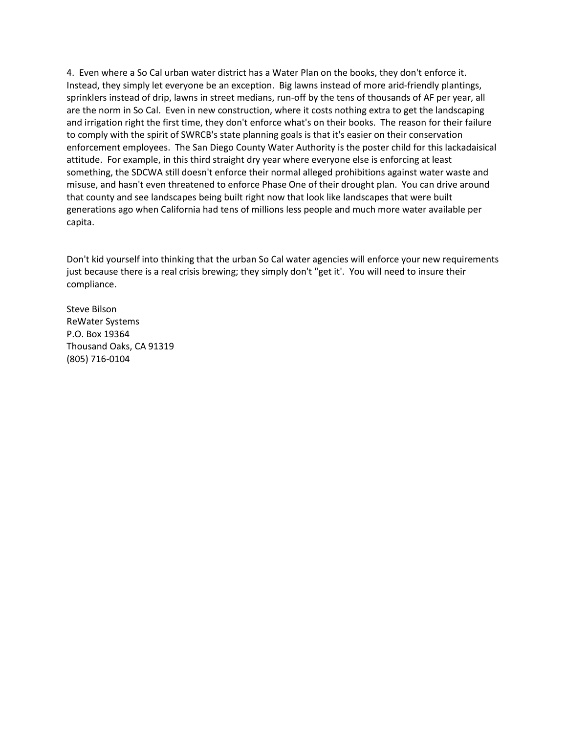4. Even where a So Cal urban water district has a Water Plan on the books, they don't enforce it. Instead, they simply let everyone be an exception. Big lawns instead of more arid-friendly plantings, sprinklers instead of drip, lawns in street medians, run-off by the tens of thousands of AF per year, all are the norm in So Cal. Even in new construction, where it costs nothing extra to get the landscaping and irrigation right the first time, they don't enforce what's on their books. The reason for their failure to comply with the spirit of SWRCB's state planning goals is that it's easier on their conservation enforcement employees. The San Diego County Water Authority is the poster child for this lackadaisical attitude. For example, in this third straight dry year where everyone else is enforcing at least something, the SDCWA still doesn't enforce their normal alleged prohibitions against water waste and misuse, and hasn't even threatened to enforce Phase One of their drought plan. You can drive around that county and see landscapes being built right now that look like landscapes that were built generations ago when California had tens of millions less people and much more water available per capita.

Don't kid yourself into thinking that the urban So Cal water agencies will enforce your new requirements just because there is a real crisis brewing; they simply don't "get it'. You will need to insure their compliance.

Steve Bilson
ReWater Systems
P.O. Box 19364
Thousand Oaks, CA 91319
(805) 716-0104